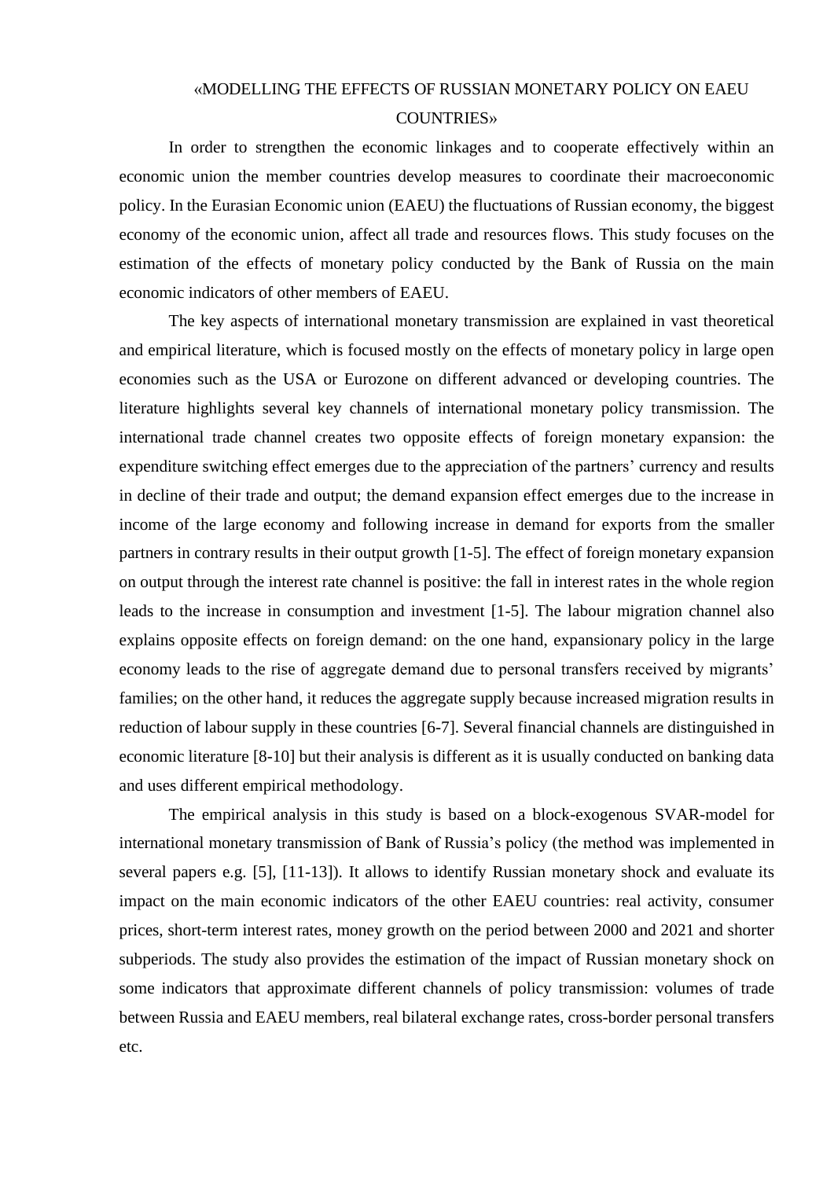# «MODELLING THE EFFECTS OF RUSSIAN MONETARY POLICY ON EAEU COUNTRIES»

In order to strengthen the economic linkages and to cooperate effectively within an economic union the member countries develop measures to coordinate their macroeconomic policy. In the Eurasian Economic union (EAEU) the fluctuations of Russian economy, the biggest economy of the economic union, affect all trade and resources flows. This study focuses on the estimation of the effects of monetary policy conducted by the Bank of Russia on the main economic indicators of other members of EAEU.

The key aspects of international monetary transmission are explained in vast theoretical and empirical literature, which is focused mostly on the effects of monetary policy in large open economies such as the USA or Eurozone on different advanced or developing countries. The literature highlights several key channels of international monetary policy transmission. The international trade channel creates two opposite effects of foreign monetary expansion: the expenditure switching effect emerges due to the appreciation of the partners' currency and results in decline of their trade and output; the demand expansion effect emerges due to the increase in income of the large economy and following increase in demand for exports from the smaller partners in contrary results in their output growth [1-5]. The effect of foreign monetary expansion on output through the interest rate channel is positive: the fall in interest rates in the whole region leads to the increase in consumption and investment [1-5]. The labour migration channel also explains opposite effects on foreign demand: on the one hand, expansionary policy in the large economy leads to the rise of aggregate demand due to personal transfers received by migrants' families; on the other hand, it reduces the aggregate supply because increased migration results in reduction of labour supply in these countries [6-7]. Several financial channels are distinguished in economic literature [8-10] but their analysis is different as it is usually conducted on banking data and uses different empirical methodology.

The empirical analysis in this study is based on a block-exogenous SVAR-model for international monetary transmission of Bank of Russia's policy (the method was implemented in several papers e.g. [5], [11-13]). It allows to identify Russian monetary shock and evaluate its impact on the main economic indicators of the other EAEU countries: real activity, consumer prices, short-term interest rates, money growth on the period between 2000 and 2021 and shorter subperiods. The study also provides the estimation of the impact of Russian monetary shock on some indicators that approximate different channels of policy transmission: volumes of trade between Russia and EAEU members, real bilateral exchange rates, cross-border personal transfers etc.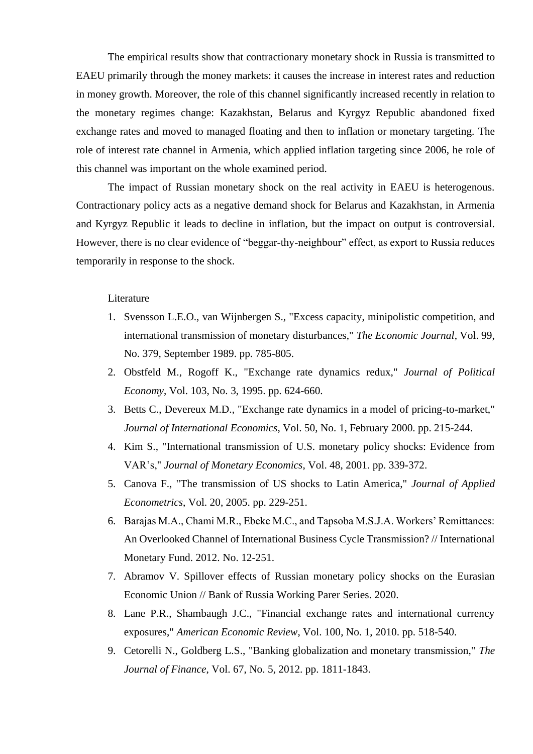The empirical results show that contractionary monetary shock in Russia is transmitted to EAEU primarily through the money markets: it causes the increase in interest rates and reduction in money growth. Moreover, the role of this channel significantly increased recently in relation to the monetary regimes change: Kazakhstan, Belarus and Kyrgyz Republic abandoned fixed exchange rates and moved to managed floating and then to inflation or monetary targeting. The role of interest rate channel in Armenia, which applied inflation targeting since 2006, he role of this channel was important on the whole examined period.

The impact of Russian monetary shock on the real activity in EAEU is heterogenous. Contractionary policy acts as a negative demand shock for Belarus and Kazakhstan, in Armenia and Kyrgyz Republic it leads to decline in inflation, but the impact on output is controversial. However, there is no clear evidence of "beggar-thy-neighbour" effect, as export to Russia reduces temporarily in response to the shock.

Literature

1. Svensson L.E.O., van Wijnbergen S., "Excess capacity, minipolistic competition, and international transmission of monetary disturbances," *The Economic Journal*, Vol. 99, No. 379, September 1989. pp. 785-805.
2. Obstfeld M., Rogoff K., "Exchange rate dynamics redux," *Journal of Political Economy*, Vol. 103, No. 3, 1995. pp. 624-660.
3. Betts C., Devereux M.D., "Exchange rate dynamics in a model of pricing-to-market," *Journal of International Economics*, Vol. 50, No. 1, February 2000. pp. 215-244.
4. Kim S., "International transmission of U.S. monetary policy shocks: Evidence from VAR's," *Journal of Monetary Economics*, Vol. 48, 2001. pp. 339-372.
5. Canova F., "The transmission of US shocks to Latin America," *Journal of Applied Econometrics*, Vol. 20, 2005. pp. 229-251.
6. Barajas M.A., Chami M.R., Ebeke M.C., and Tapsoba M.S.J.A. Workers' Remittances: An Overlooked Channel of International Business Cycle Transmission? // International Monetary Fund. 2012. No. 12-251.
7. Abramov V. Spillover effects of Russian monetary policy shocks on the Eurasian Economic Union // Bank of Russia Working Parer Series. 2020.
8. Lane P.R., Shambaugh J.C., "Financial exchange rates and international currency exposures," *American Economic Review*, Vol. 100, No. 1, 2010. pp. 518-540.
9. Cetorelli N., Goldberg L.S., "Banking globalization and monetary transmission," *The Journal of Finance*, Vol. 67, No. 5, 2012. pp. 1811-1843.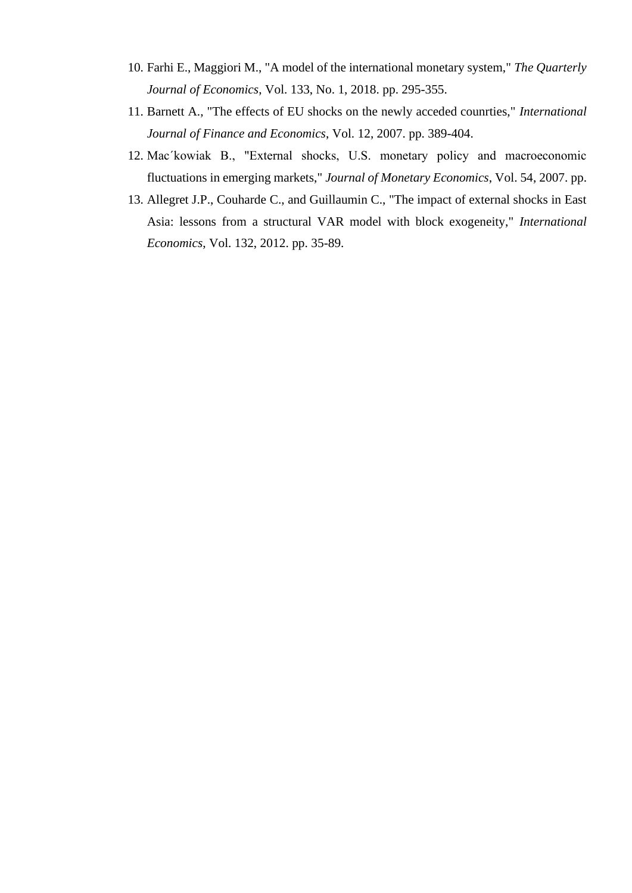10. Farhi E., Maggiori M., "A model of the international monetary system," *The Quarterly Journal of Economics*, Vol. 133, No. 1, 2018. pp. 295-355.
11. Barnett A., "The effects of EU shocks on the newly acceded counrties," *International Journal of Finance and Economics*, Vol. 12, 2007. pp. 389-404.
12. Mac´kowiak B., "External shocks, U.S. monetary policy and macroeconomic fluctuations in emerging markets," *Journal of Monetary Economics*, Vol. 54, 2007. pp.
13. Allegret J.P., Couharde C., and Guillaumin C., "The impact of external shocks in East Asia: lessons from a structural VAR model with block exogeneity," *International Economics*, Vol. 132, 2012. pp. 35-89.